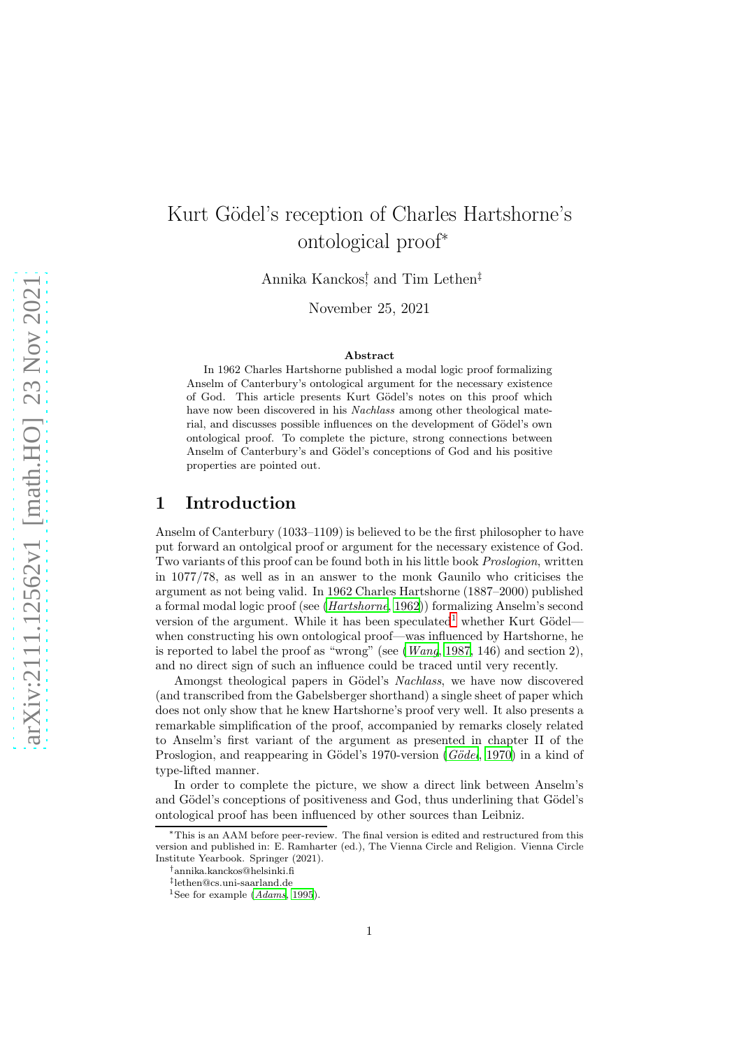# Kurt Gödel's reception of Charles Hartshorne's ontological proof*

Annika Kanckos† and Tim Lethen‡

November 25, 2021

### Abstract

In 1962 Charles Hartshorne published a modal logic proof formalizing Anselm of Canterbury's ontological argument for the necessary existence of God. This article presents Kurt Gödel's notes on this proof which have now been discovered in his *Nachlass* among other theological material, and discusses possible influences on the development of Gödel's own ontological proof. To complete the picture, strong connections between Anselm of Canterbury's and Gödel's conceptions of God and his positive properties are pointed out.

## 1 Introduction

Anselm of Canterbury (1033–1109) is believed to be the first philosopher to have put forward an ontolgical proof or argument for the necessary existence of God. Two variants of this proof can be found both in his little book *Proslogion*, written in 1077/78, as well as in an answer to the monk Gaunilo who criticises the argument as not being valid. In 1962 Charles Hartshorne (1887–2000) published a formal modal logic proof (see (*Hartshorne*, 1962)) formalizing Anselm's second version of the argument. While it has been speculated[1] whether Kurt Gödel—when constructing his own ontological proof—was influenced by Hartshorne, he is reported to label the proof as "wrong" (see (*Wang*, 1987, 146) and section 2), and no direct sign of such an influence could be traced until very recently.

Amongst theological papers in Gödel's *Nachlass*, we have now discovered (and transcribed from the Gabelsberger shorthand) a single sheet of paper which does not only show that he knew Hartshorne's proof very well. It also presents a remarkable simplification of the proof, accompanied by remarks closely related to Anselm's first variant of the argument as presented in chapter II of the Proslogion, and reappearing in Gödel's 1970-version (*Gödel*, 1970) in a kind of type-lifted manner.

In order to complete the picture, we show a direct link between Anselm's and Gödel's conceptions of positiveness and God, thus underlining that Gödel's ontological proof has been influenced by other sources than Leibniz.

*This is an AAM before peer-review. The final version is edited and restructured from this version and published in: E. Ramharter (ed.), The Vienna Circle and Religion. Vienna Circle Institute Yearbook. Springer (2021).

†annika.kanckos@helsinki.fi

‡lethen@cs.uni-saarland.de

[1] See for example (*Adams*, 1995).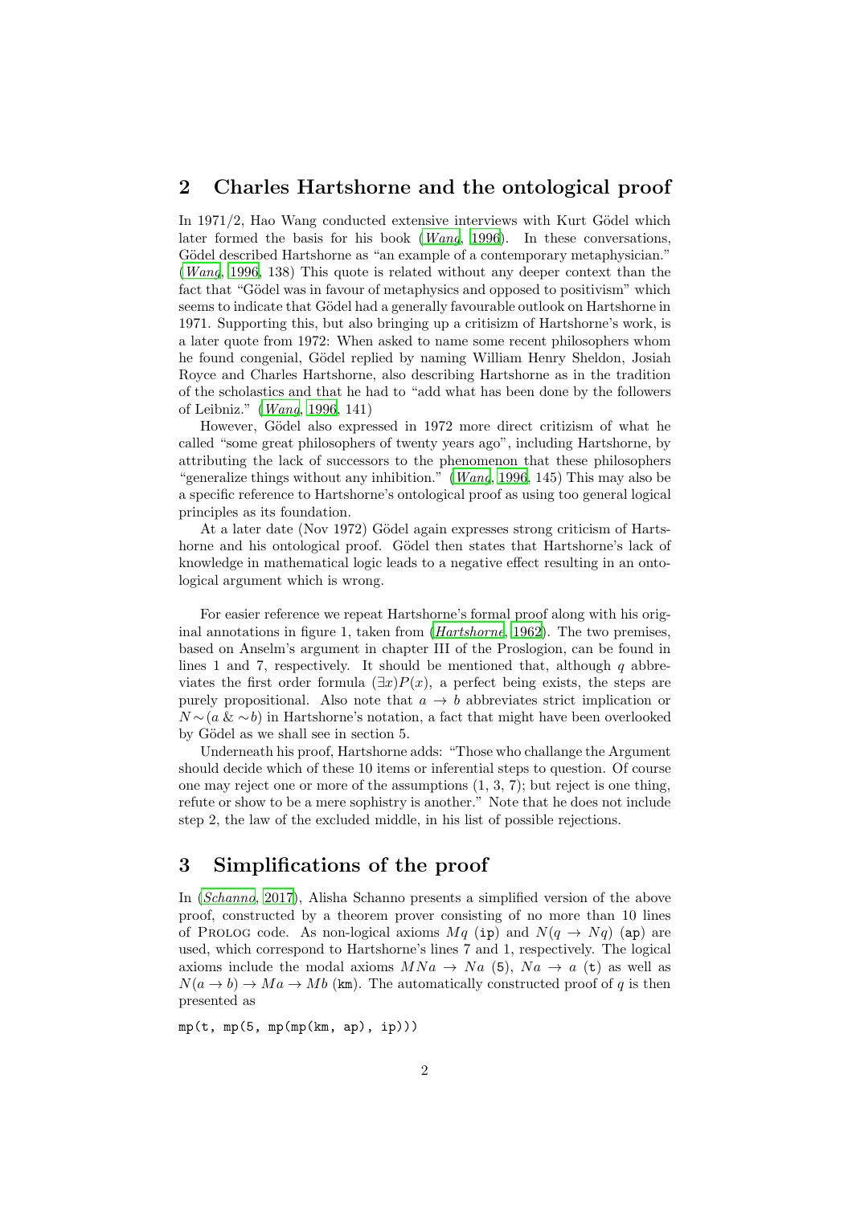## 2 Charles Hartshorne and the ontological proof

In 1971/2, Hao Wang conducted extensive interviews with Kurt Gödel which later formed the basis for his book (*Wang*, 1996). In these conversations, Gödel described Hartshorne as "an example of a contemporary metaphysician." (*Wang*, 1996, 138) This quote is related without any deeper context than the fact that "Gödel was in favour of metaphysics and opposed to positivism" which seems to indicate that Gödel had a generally favourable outlook on Hartshorne in 1971. Supporting this, but also bringing up a critisizm of Hartshorne's work, is a later quote from 1972: When asked to name some recent philosophers whom he found congenial, Gödel replied by naming William Henry Sheldon, Josiah Royce and Charles Hartshorne, also describing Hartshorne as in the tradition of the scholastics and that he had to "add what has been done by the followers of Leibniz." (*Wang*, 1996, 141)

However, Gödel also expressed in 1972 more direct critizism of what he called "some great philosophers of twenty years ago", including Hartshorne, by attributing the lack of successors to the phenomenon that these philosophers "generalize things without any inhibition." (*Wang*, 1996, 145) This may also be a specific reference to Hartshorne's ontological proof as using too general logical principles as its foundation.

At a later date (Nov 1972) Gödel again expresses strong criticism of Hartshorne and his ontological proof. Gödel then states that Hartshorne's lack of knowledge in mathematical logic leads to a negative effect resulting in an ontological argument which is wrong.

For easier reference we repeat Hartshorne's formal proof along with his original annotations in figure 1, taken from (*Hartshorne*, 1962). The two premises, based on Anselm's argument in chapter III of the Proslogion, can be found in lines 1 and 7, respectively. It should be mentioned that, although $q$ abbreviates the first order formula $(\exists x)P(x)$, a perfect being exists, the steps are purely propositional. Also note that $a \rightarrow b$ abbreviates strict implication or $N{\sim}(a \,\&\, {\sim}b)$ in Hartshorne's notation, a fact that might have been overlooked by Gödel as we shall see in section 5.

Underneath his proof, Hartshorne adds: "Those who challange the Argument should decide which of these 10 items or inferential steps to question. Of course one may reject one or more of the assumptions (1, 3, 7); but reject is one thing, refute or show to be a mere sophistry is another." Note that he does not include step 2, the law of the excluded middle, in his list of possible rejections.

## 3 Simplifications of the proof

In (*Schanno*, 2017), Alisha Schanno presents a simplified version of the above proof, constructed by a theorem prover consisting of no more than 10 lines of Prolog code. As non-logical axioms $Mq$ (`ip`) and $N(q \rightarrow Nq)$ (`ap`) are used, which correspond to Hartshorne's lines 7 and 1, respectively. The logical axioms include the modal axioms $MNa \rightarrow Na$ (`5`), $Na \rightarrow a$ (`t`) as well as $N(a \rightarrow b) \rightarrow Ma \rightarrow Mb$ (`km`). The automatically constructed proof of $q$ is then presented as

```
mp(t, mp(5, mp(mp(km, ap), ip)))
```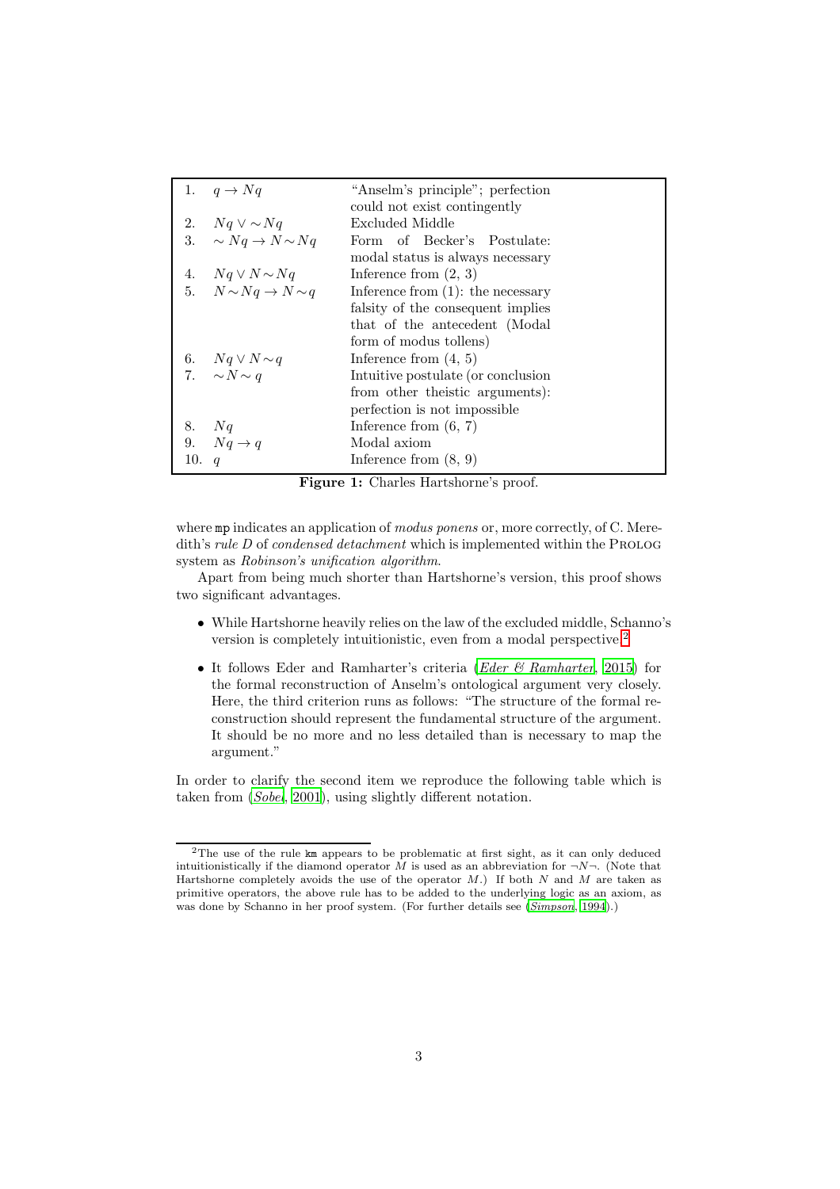| | | |
|---|---|---|
| 1. | $q \to Nq$ | "Anselm's principle"; perfection could not exist contingently |
| 2. | $Nq \vee \sim Nq$ | Excluded Middle |
| 3. | $\sim Nq \to N\sim Nq$ | Form of Becker's Postulate: modal status is always necessary |
| 4. | $Nq \vee N\sim Nq$ | Inference from (2, 3) |
| 5. | $N\sim Nq \to N\sim q$ | Inference from (1): the necessary falsity of the consequent implies that of the antecedent (Modal form of modus tollens) |
| 6. | $Nq \vee N\sim q$ | Inference from (4, 5) |
| 7. | $\sim N\sim q$ | Intuitive postulate (or conclusion from other theistic arguments): perfection is not impossible |
| 8. | $Nq$ | Inference from (6, 7) |
| 9. | $Nq \to q$ | Modal axiom |
| 10. | $q$ | Inference from (8, 9) |

**Figure 1:** Charles Hartshorne's proof.

where `mp` indicates an application of *modus ponens* or, more correctly, of C. Meredith's *rule D* of *condensed detachment* which is implemented within the PROLOG system as *Robinson's unification algorithm*.

Apart from being much shorter than Hartshorne's version, this proof shows two significant advantages.

- While Hartshorne heavily relies on the law of the excluded middle, Schanno's version is completely intuitionistic, even from a modal perspective.[2]
- It follows Eder and Ramharter's criteria (*Eder & Ramharter*, 2015) for the formal reconstruction of Anselm's ontological argument very closely. Here, the third criterion runs as follows: "The structure of the formal reconstruction should represent the fundamental structure of the argument. It should be no more and no less detailed than is necessary to map the argument."

In order to clarify the second item we reproduce the following table which is taken from (*Sobel*, 2001), using slightly different notation.

[2]The use of the rule `km` appears to be problematic at first sight, as it can only deduced intuitionistically if the diamond operator $M$ is used as an abbreviation for $\neg N \neg$. (Note that Hartshorne completely avoids the use of the operator $M$.) If both $N$ and $M$ are taken as primitive operators, the above rule has to be added to the underlying logic as an axiom, as was done by Schanno in her proof system. (For further details see (*Simpson*, 1994).)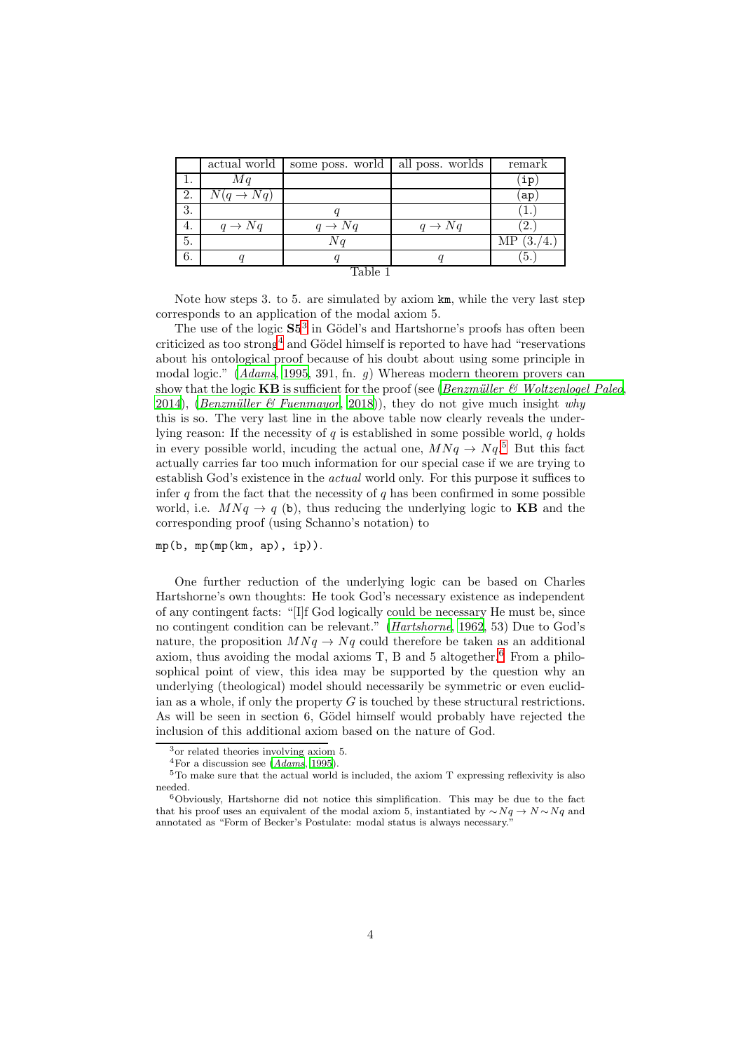|  | actual world | some poss. world | all poss. worlds | remark |
|---|---|---|---|---|
| 1. | $Mq$ |  |  | (`ip`) |
| 2. | $N(q \to Nq)$ |  |  | (`ap`) |
| 3. |  | $q$ |  | (1.) |
| 4. | $q \to Nq$ | $q \to Nq$ | $q \to Nq$ | (2.) |
| 5. |  | $Nq$ |  | MP (3./4.) |
| 6. | $q$ | $q$ | $q$ | (5.) |

Table 1

Note how steps 3. to 5. are simulated by axiom `km`, while the very last step corresponds to an application of the modal axiom 5.

The use of the logic **S5**[3] in Gödel's and Hartshorne's proofs has often been criticized as too strong[4] and Gödel himself is reported to have had "reservations about his ontological proof because of his doubt about using some principle in modal logic." (*Adams*, 1995, 391, fn. *g*) Whereas modern theorem provers can show that the logic **KB** is sufficient for the proof (see (*Benzmüller & Woltzenlogel Paleo*, 2014), (*Benzmüller & Fuenmayor*, 2018)), they do not give much insight *why* this is so. The very last line in the above table now clearly reveals the underlying reason: If the necessity of $q$ is established in some possible world, $q$ holds in every possible world, incuding the actual one, $MNq \to Nq$.[5] But this fact actually carries far too much information for our special case if we are trying to establish God's existence in the *actual* world only. For this purpose it suffices to infer $q$ from the fact that the necessity of $q$ has been confirmed in some possible world, i.e. $MNq \to q$ (`b`), thus reducing the underlying logic to **KB** and the corresponding proof (using Schanno's notation) to

```
mp(b, mp(mp(km, ap), ip)).
```

One further reduction of the underlying logic can be based on Charles Hartshorne's own thoughts: He took God's necessary existence as independent of any contingent facts: "[I]f God logically could be necessary He must be, since no contingent condition can be relevant." (*Hartshorne*, 1962, 53) Due to God's nature, the proposition $MNq \to Nq$ could therefore be taken as an additional axiom, thus avoiding the modal axioms T, B and 5 altogether.[6] From a philosophical point of view, this idea may be supported by the question why an underlying (theological) model should necessarily be symmetric or even euclidian as a whole, if only the property $G$ is touched by these structural restrictions. As will be seen in section 6, Gödel himself would probably have rejected the inclusion of this additional axiom based on the nature of God.

[3] or related theories involving axiom 5.

[4] For a discussion see (*Adams*, 1995).

[5] To make sure that the actual world is included, the axiom T expressing reflexivity is also needed.

[6] Obviously, Hartshorne did not notice this simplification. This may be due to the fact that his proof uses an equivalent of the modal axiom 5, instantiated by $\sim Nq \to N \sim Nq$ and annotated as "Form of Becker's Postulate: modal status is always necessary."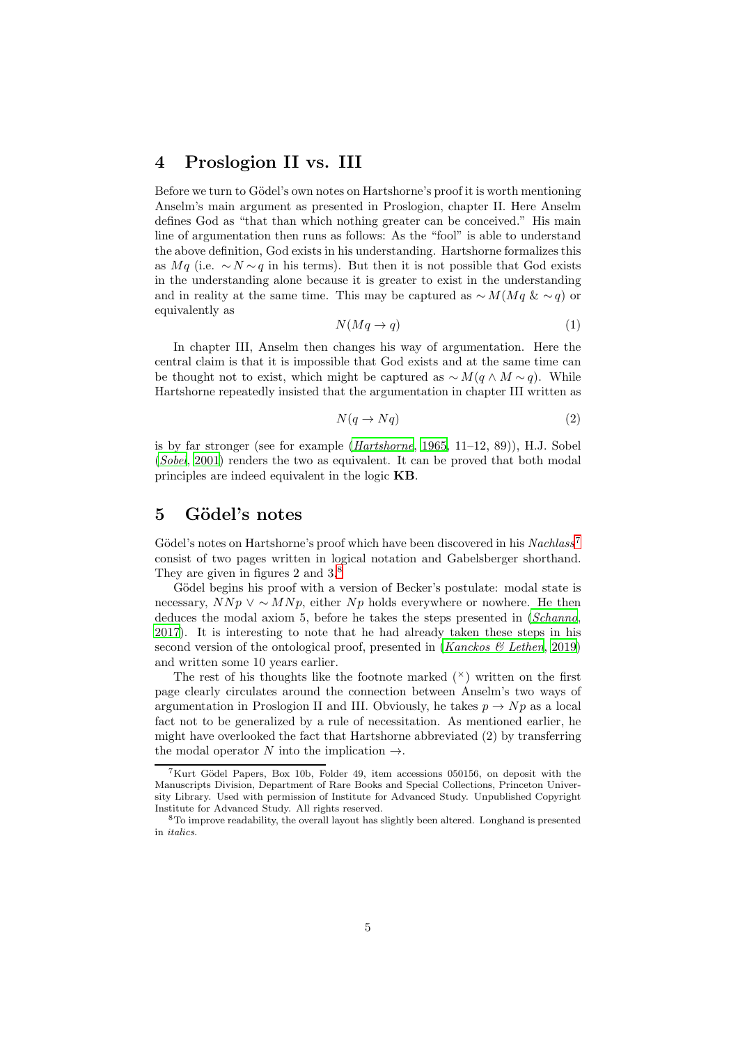## 4 Proslogion II vs. III

Before we turn to Gödel's own notes on Hartshorne's proof it is worth mentioning Anselm's main argument as presented in Proslogion, chapter II. Here Anselm defines God as "that than which nothing greater can be conceived." His main line of argumentation then runs as follows: As the "fool" is able to understand the above definition, God exists in his understanding. Hartshorne formalizes this as $Mq$ (i.e. $\sim N \sim q$ in his terms). But then it is not possible that God exists in the understanding alone because it is greater to exist in the understanding and in reality at the same time. This may be captured as $\sim M(Mq \;\&\; \sim q)$ or equivalently as

$$N(Mq \rightarrow q) \tag{1}$$

In chapter III, Anselm then changes his way of argumentation. Here the central claim is that it is impossible that God exists and at the same time can be thought not to exist, which might be captured as $\sim M(q \wedge M \sim q)$. While Hartshorne repeatedly insisted that the argumentation in chapter III written as

$$N(q \rightarrow Nq) \tag{2}$$

is by far stronger (see for example (*Hartshorne*, 1965, 11–12, 89)), H.J. Sobel (*Sobel*, 2001) renders the two as equivalent. It can be proved that both modal principles are indeed equivalent in the logic **KB**.

## 5 Gödel's notes

Gödel's notes on Hartshorne's proof which have been discovered in his *Nachlass*[7] consist of two pages written in logical notation and Gabelsberger shorthand. They are given in figures 2 and 3.[8]

Gödel begins his proof with a version of Becker's postulate: modal state is necessary, $NNp \vee \sim MNp$, either $Np$ holds everywhere or nowhere. He then deduces the modal axiom 5, before he takes the steps presented in (*Schanno*, 2017). It is interesting to note that he had already taken these steps in his second version of the ontological proof, presented in (*Kanckos & Lethen*, 2019) and written some 10 years earlier.

The rest of his thoughts like the footnote marked ($^\times$) written on the first page clearly circulates around the connection between Anselm's two ways of argumentation in Proslogion II and III. Obviously, he takes $p \rightarrow Np$ as a local fact not to be generalized by a rule of necessitation. As mentioned earlier, he might have overlooked the fact that Hartshorne abbreviated (2) by transferring the modal operator $N$ into the implication $\rightarrow$.

---

[7] Kurt Gödel Papers, Box 10b, Folder 49, item accessions 050156, on deposit with the Manuscripts Division, Department of Rare Books and Special Collections, Princeton University Library. Used with permission of Institute for Advanced Study. Unpublished Copyright Institute for Advanced Study. All rights reserved.

[8] To improve readability, the overall layout has slightly been altered. Longhand is presented in *italics*.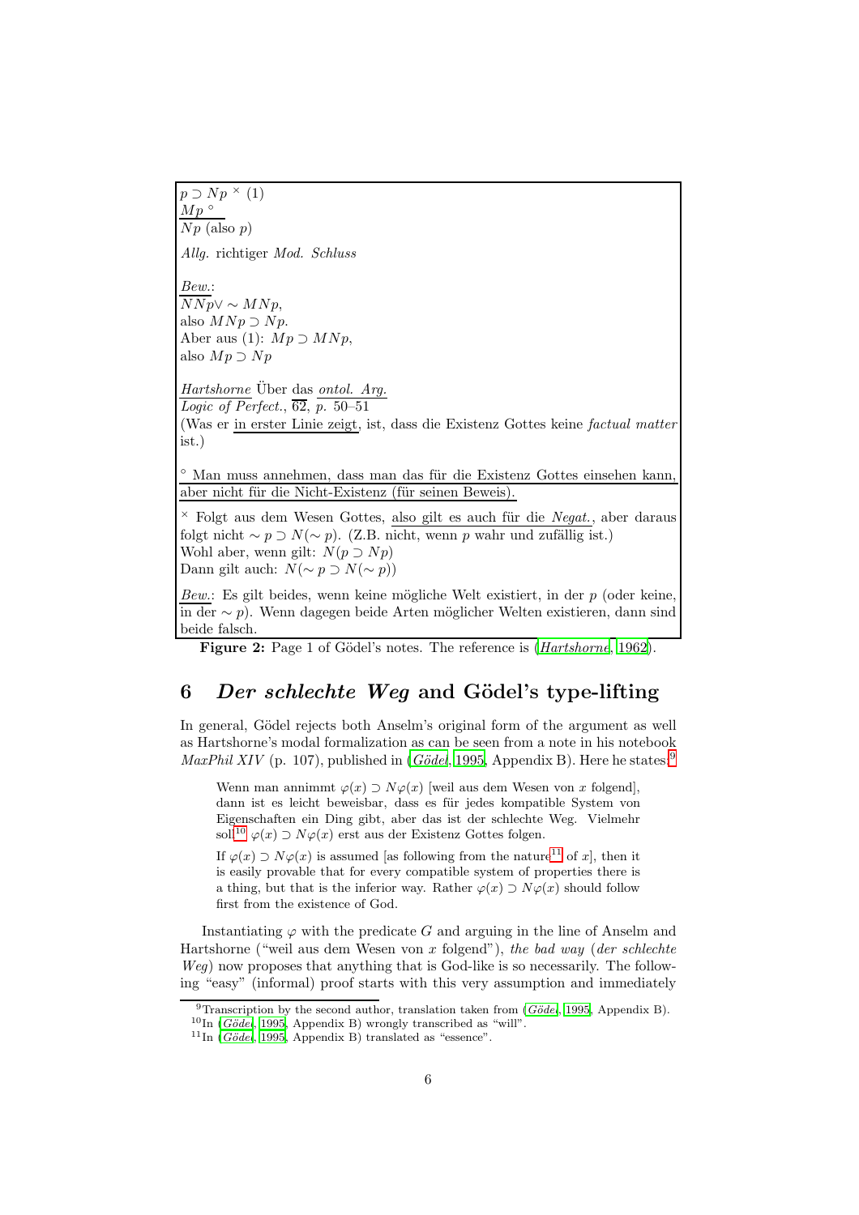$p \supset Np$ $^{\times}$ (1)
$Mp$ $^{\circ}$
$Np$ (also $p$)

*Allg.* richtiger *Mod. Schluss*

*Bew.*:
$NNp \vee \sim MNp$,
also $MNp \supset Np$.
Aber aus (1): $Mp \supset MNp$,
also $Mp \supset Np$

*Hartshorne* Über das *ontol. Arg.*
*Logic of Perfect.*, 62, *p.* 50–51
(Was er in erster Linie zeigt, ist, dass die Existenz Gottes keine *factual matter* ist.)

$^{\circ}$ Man muss annehmen, dass man das für die Existenz Gottes einsehen kann, aber nicht für die Nicht-Existenz (für seinen Beweis).

$^{\times}$ Folgt aus dem Wesen Gottes, also gilt es auch für die *Negat.*, aber daraus folgt nicht $\sim p \supset N(\sim p)$. (Z.B. nicht, wenn $p$ wahr und zufällig ist.)
Wohl aber, wenn gilt: $N(p \supset Np)$
Dann gilt auch: $N(\sim p \supset N(\sim p))$

*Bew.*: Es gilt beides, wenn keine mögliche Welt existiert, in der $p$ (oder keine, in der $\sim p$). Wenn dagegen beide Arten möglicher Welten existieren, dann sind beide falsch.

**Figure 2:** Page 1 of Gödel's notes. The reference is (*Hartshorne*, 1962).

## 6 *Der schlechte Weg* and Gödel's type-lifting

In general, Gödel rejects both Anselm's original form of the argument as well as Hartshorne's modal formalization as can be seen from a note in his notebook *MaxPhil XIV* (p. 107), published in (*Gödel*, 1995, Appendix B). Here he states:[9]

> Wenn man annimmt $\varphi(x) \supset N\varphi(x)$ [weil aus dem Wesen von $x$ folgend], dann ist es leicht beweisbar, dass es für jedes kompatible System von Eigenschaften ein Ding gibt, aber das ist der schlechte Weg. Vielmehr soll[10] $\varphi(x) \supset N\varphi(x)$ erst aus der Existenz Gottes folgen.
>
> If $\varphi(x) \supset N\varphi(x)$ is assumed [as following from the nature[11] of $x$], then it is easily provable that for every compatible system of properties there is a thing, but that is the inferior way. Rather $\varphi(x) \supset N\varphi(x)$ should follow first from the existence of God.

Instantiating $\varphi$ with the predicate $G$ and arguing in the line of Anselm and Hartshorne ("weil aus dem Wesen von $x$ folgend"), *the bad way* (*der schlechte Weg*) now proposes that anything that is God-like is so necessarily. The following "easy" (informal) proof starts with this very assumption and immediately

[9] Transcription by the second author, translation taken from (*Gödel*, 1995, Appendix B).
[10] In (*Gödel*, 1995, Appendix B) wrongly transcribed as "will".
[11] In (*Gödel*, 1995, Appendix B) translated as "essence".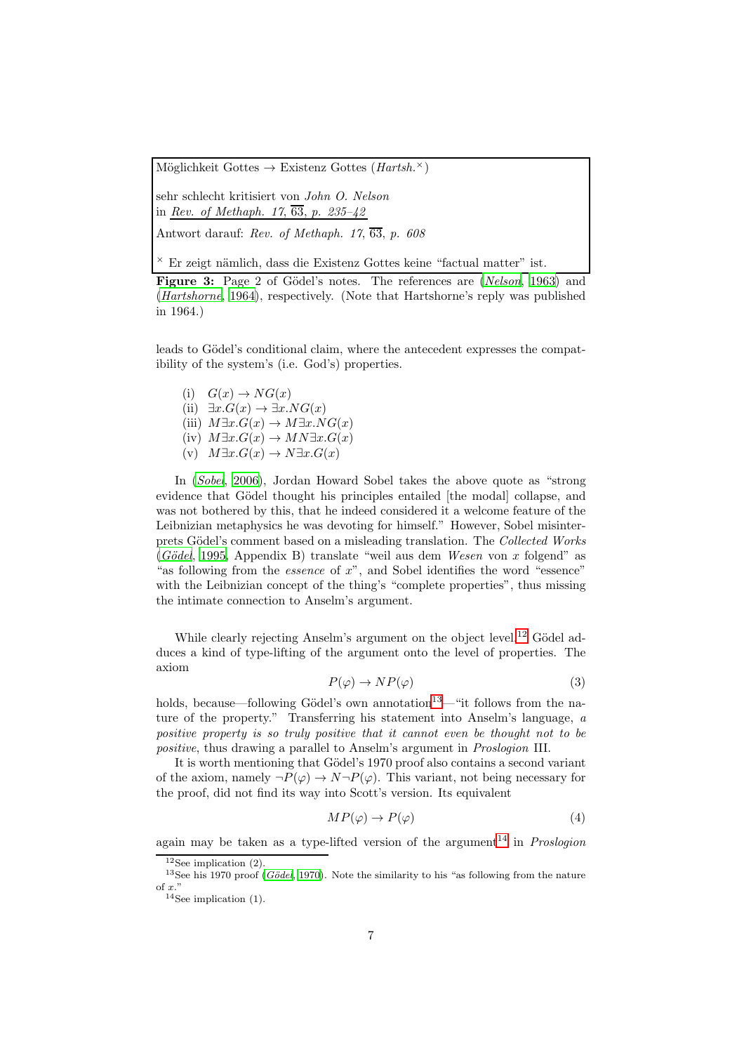Möglichkeit Gottes → Existenz Gottes (*Hartsh.*[×])

sehr schlecht kritisiert von *John O. Nelson*
in *Rev. of Methaph. 17, $\overline{63}$, p. 235–42*

Antwort darauf: *Rev. of Methaph. 17, $\overline{63}$, p. 608*

[×] Er zeigt nämlich, dass die Existenz Gottes keine “factual matter” ist.

**Figure 3:** Page 2 of Gödel's notes. The references are (*Nelson*, 1963) and (*Hartshorne*, 1964), respectively. (Note that Hartshorne's reply was published in 1964.)

leads to Gödel's conditional claim, where the antecedent expresses the compatibility of the system's (i.e. God's) properties.

(i) $G(x) \rightarrow NG(x)$
(ii) $\exists x.G(x) \rightarrow \exists x.NG(x)$
(iii) $M\exists x.G(x) \rightarrow M\exists x.NG(x)$
(iv) $M\exists x.G(x) \rightarrow MN\exists x.G(x)$
(v) $M\exists x.G(x) \rightarrow N\exists x.G(x)$

In (*Sobel*, 2006), Jordan Howard Sobel takes the above quote as “strong evidence that Gödel thought his principles entailed [the modal] collapse, and was not bothered by this, that he indeed considered it a welcome feature of the Leibnizian metaphysics he was devoting for himself.” However, Sobel misinterprets Gödel's comment based on a misleading translation. The *Collected Works* (*Gödel*, 1995, Appendix B) translate “weil aus dem *Wesen* von $x$ folgend” as “as following from the *essence* of $x$”, and Sobel identifies the word “essence” with the Leibnizian concept of the thing's “complete properties”, thus missing the intimate connection to Anselm's argument.

While clearly rejecting Anselm's argument on the object level,[12] Gödel adduces a kind of type-lifting of the argument onto the level of properties. The axiom

$$P(\varphi) \rightarrow NP(\varphi) \tag{3}$$

holds, because—following Gödel's own annotation[13]—“it follows from the nature of the property.” Transferring his statement into Anselm's language, *a positive property is so truly positive that it cannot even be thought not to be positive*, thus drawing a parallel to Anselm's argument in *Proslogion* III.

It is worth mentioning that Gödel's 1970 proof also contains a second variant of the axiom, namely $\neg P(\varphi) \rightarrow N\neg P(\varphi)$. This variant, not being necessary for the proof, did not find its way into Scott's version. Its equivalent

$$MP(\varphi) \rightarrow P(\varphi) \tag{4}$$

again may be taken as a type-lifted version of the argument[14] in *Proslogion*

[12] See implication (2).
[13] See his 1970 proof (*Gödel*, 1970). Note the similarity to his “as following from the nature of $x$.”
[14] See implication (1).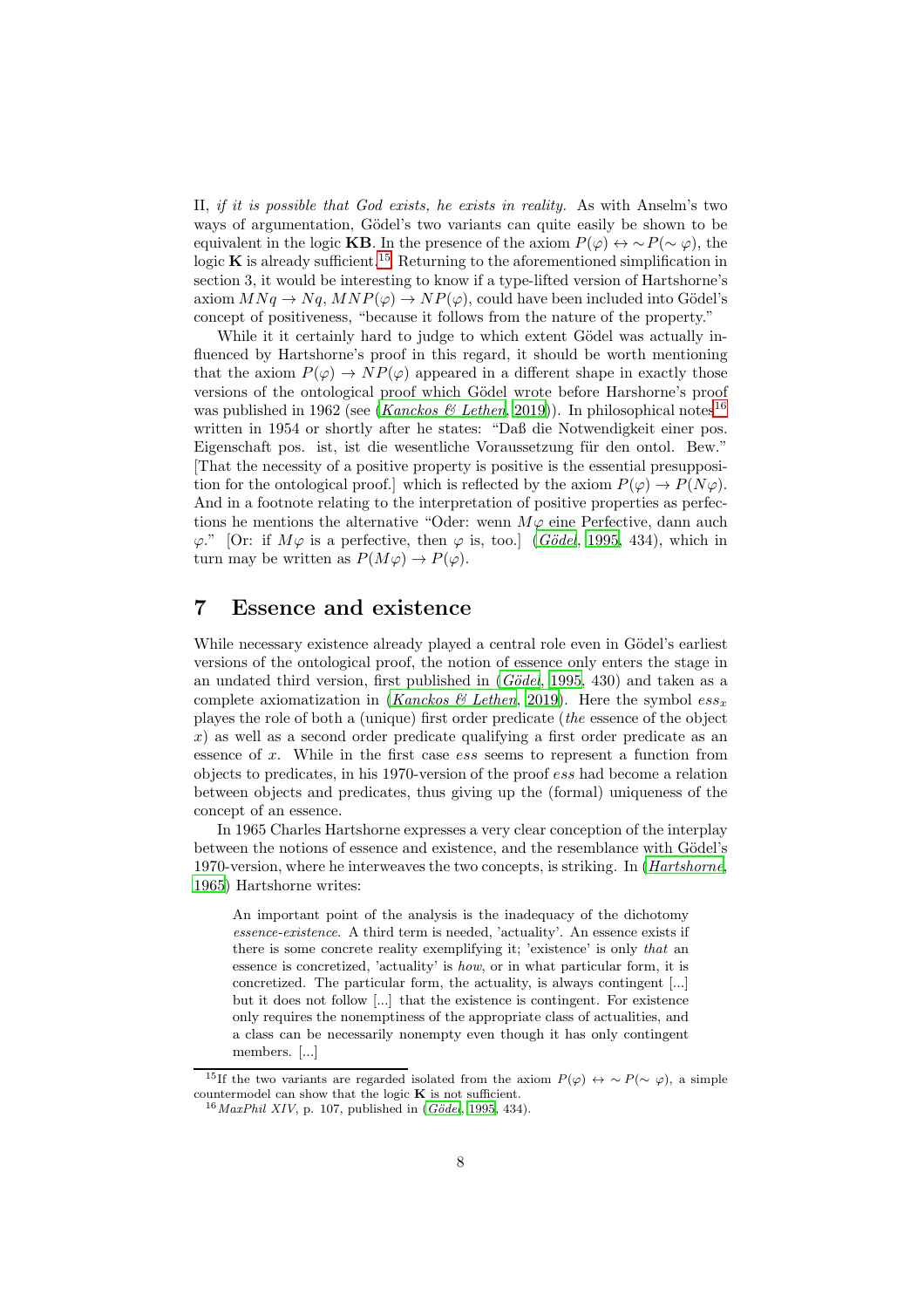II, *if it is possible that God exists, he exists in reality.* As with Anselm's two ways of argumentation, Gödel's two variants can quite easily be shown to be equivalent in the logic **KB**. In the presence of the axiom $P(\varphi) \leftrightarrow \sim P(\sim \varphi)$, the logic **K** is already sufficient.[15] Returning to the aforementioned simplification in section 3, it would be interesting to know if a type-lifted version of Hartshorne's axiom $MNq \to Nq$, $MNP(\varphi) \to NP(\varphi)$, could have been included into Gödel's concept of positiveness, "because it follows from the nature of the property."

While it it certainly hard to judge to which extent Gödel was actually influenced by Hartshorne's proof in this regard, it should be worth mentioning that the axiom $P(\varphi) \to NP(\varphi)$ appeared in a different shape in exactly those versions of the ontological proof which Gödel wrote before Harshorne's proof was published in 1962 (see (*Kanckos & Lethen*, 2019)). In philosophical notes[16] written in 1954 or shortly after he states: "Daß die Notwendigkeit einer pos. Eigenschaft pos. ist, ist die wesentliche Voraussetzung für den ontol. Bew." [That the necessity of a positive property is positive is the essential presupposition for the ontological proof.] which is reflected by the axiom $P(\varphi) \to P(N\varphi)$. And in a footnote relating to the interpretation of positive properties as perfections he mentions the alternative "Oder: wenn $M\varphi$ eine Perfective, dann auch $\varphi$." [Or: if $M\varphi$ is a perfective, then $\varphi$ is, too.] (*Gödel*, 1995, 434), which in turn may be written as $P(M\varphi) \to P(\varphi)$.

## 7 Essence and existence

While necessary existence already played a central role even in Gödel's earliest versions of the ontological proof, the notion of essence only enters the stage in an undated third version, first published in (*Gödel*, 1995, 430) and taken as a complete axiomatization in (*Kanckos & Lethen*, 2019). Here the symbol $ess_x$ playes the role of both a (unique) first order predicate (*the* essence of the object $x$) as well as a second order predicate qualifying a first order predicate as an essence of $x$. While in the first case $ess$ seems to represent a function from objects to predicates, in his 1970-version of the proof $ess$ had become a relation between objects and predicates, thus giving up the (formal) uniqueness of the concept of an essence.

In 1965 Charles Hartshorne expresses a very clear conception of the interplay between the notions of essence and existence, and the resemblance with Gödel's 1970-version, where he interweaves the two concepts, is striking. In (*Hartshorne*, 1965) Hartshorne writes:

> An important point of the analysis is the inadequacy of the dichotomy *essence-existence*. A third term is needed, 'actuality'. An essence exists if there is some concrete reality exemplifying it; 'existence' is only *that* an essence is concretized, 'actuality' is *how*, or in what particular form, it is concretized. The particular form, the actuality, is always contingent [...] but it does not follow [...] that the existence is contingent. For existence only requires the nonemptiness of the appropriate class of actualities, and a class can be necessarily nonempty even though it has only contingent members. [...]

[15] If the two variants are regarded isolated from the axiom $P(\varphi) \leftrightarrow \sim P(\sim \varphi)$, a simple countermodel can show that the logic **K** is not sufficient.

[16] *MaxPhil XIV*, p. 107, published in (*Gödel*, 1995, 434).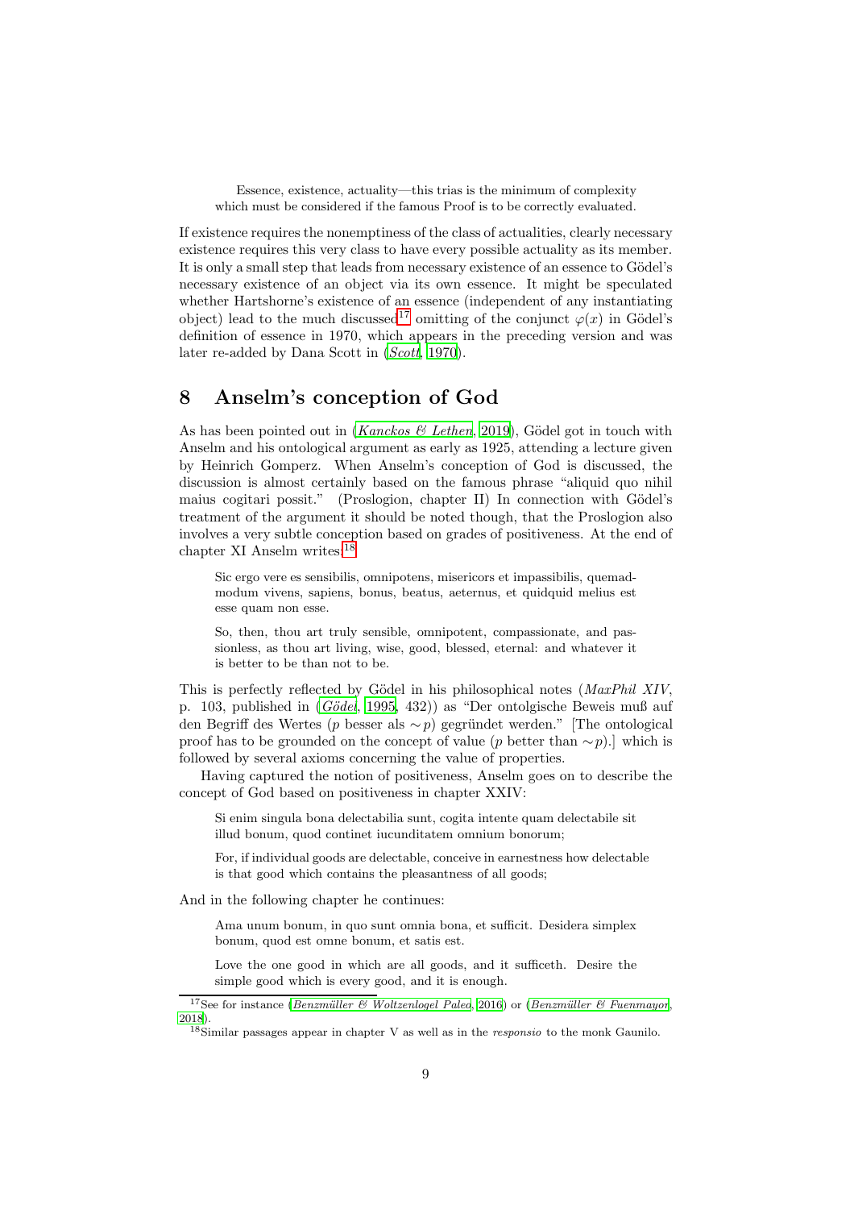> Essence, existence, actuality—this trias is the minimum of complexity which must be considered if the famous Proof is to be correctly evaluated.

If existence requires the nonemptiness of the class of actualities, clearly necessary existence requires this very class to have every possible actuality as its member. It is only a small step that leads from necessary existence of an essence to Gödel's necessary existence of an object via its own essence. It might be speculated whether Hartshorne's existence of an essence (independent of any instantiating object) lead to the much discussed[17] omitting of the conjunct $\varphi(x)$ in Gödel's definition of essence in 1970, which appears in the preceding version and was later re-added by Dana Scott in (*Scott*, 1970).

## 8 Anselm's conception of God

As has been pointed out in (*Kanckos & Lethen*, 2019), Gödel got in touch with Anselm and his ontological argument as early as 1925, attending a lecture given by Heinrich Gomperz. When Anselm's conception of God is discussed, the discussion is almost certainly based on the famous phrase "aliquid quo nihil maius cogitari possit." (Proslogion, chapter II) In connection with Gödel's treatment of the argument it should be noted though, that the Proslogion also involves a very subtle conception based on grades of positiveness. At the end of chapter XI Anselm writes:[18]

> Sic ergo vere es sensibilis, omnipotens, misericors et impassibilis, quemadmodum vivens, sapiens, bonus, beatus, aeternus, et quidquid melius est esse quam non esse.
>
> So, then, thou art truly sensible, omnipotent, compassionate, and passionless, as thou art living, wise, good, blessed, eternal: and whatever it is better to be than not to be.

This is perfectly reflected by Gödel in his philosophical notes (*MaxPhil XIV*, p. 103, published in (*Gödel*, 1995, 432)) as "Der ontolgische Beweis muß auf den Begriff des Wertes ($p$ besser als $\sim p$) gegründet werden." [The ontological proof has to be grounded on the concept of value ($p$ better than $\sim p$).] which is followed by several axioms concerning the value of properties.

Having captured the notion of positiveness, Anselm goes on to describe the concept of God based on positiveness in chapter XXIV:

> Si enim singula bona delectabilia sunt, cogita intente quam delectabile sit illud bonum, quod continet iucunditatem omnium bonorum;
>
> For, if individual goods are delectable, conceive in earnestness how delectable is that good which contains the pleasantness of all goods;

And in the following chapter he continues:

> Ama unum bonum, in quo sunt omnia bona, et sufficit. Desidera simplex bonum, quod est omne bonum, et satis est.
>
> Love the one good in which are all goods, and it sufficeth. Desire the simple good which is every good, and it is enough.

[17] See for instance (*Benzmüller & Woltzenlogel Paleo*, 2016) or (*Benzmüller & Fuenmayor*, 2018).

[18] Similar passages appear in chapter V as well as in the *responsio* to the monk Gaunilo.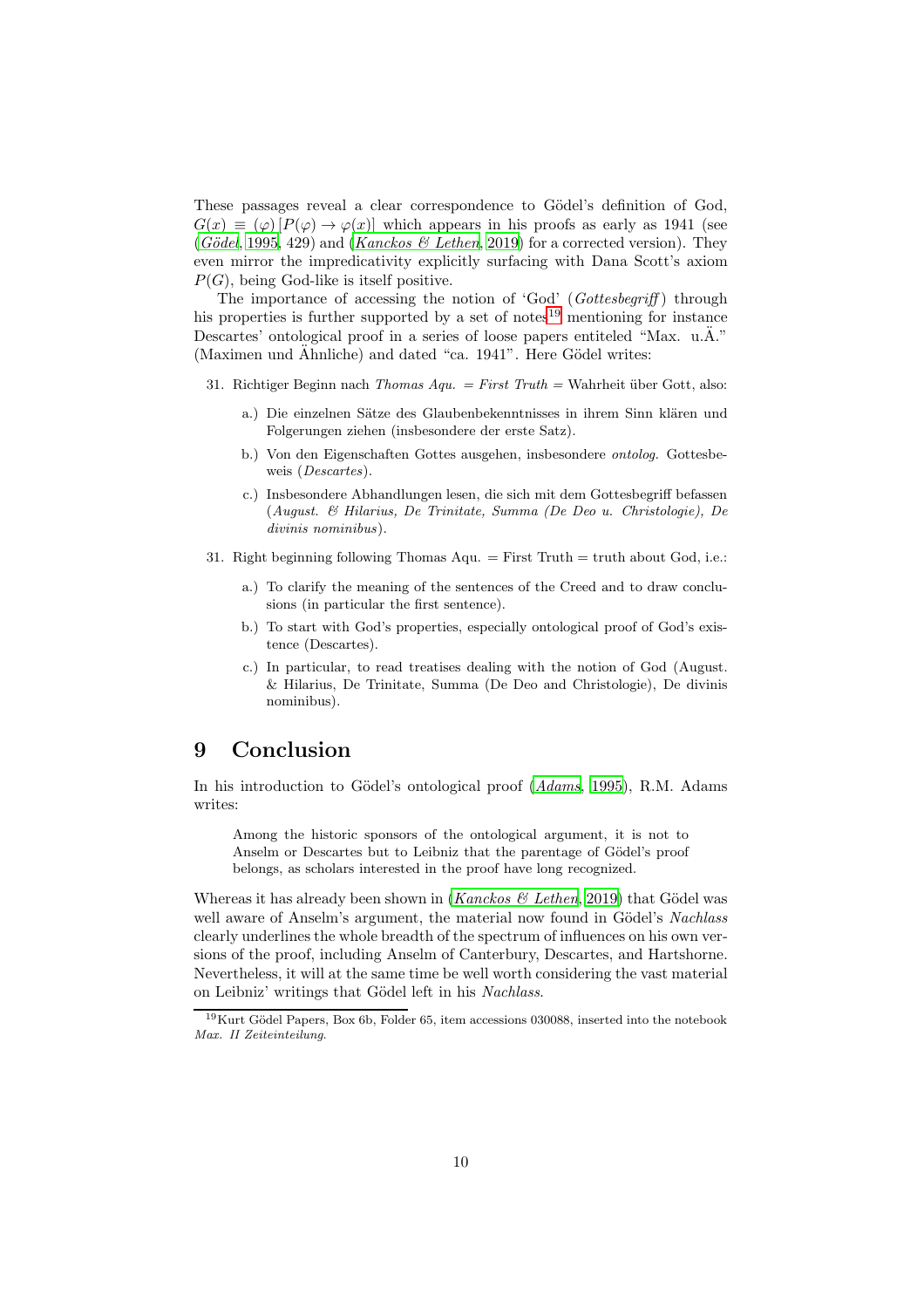These passages reveal a clear correspondence to Gödel's definition of God, $G(x) \equiv (\varphi)\,[P(\varphi) \rightarrow \varphi(x)]$ which appears in his proofs as early as 1941 (see (*Gödel*, 1995, 429) and (*Kanckos & Lethen*, 2019) for a corrected version). They even mirror the impredicativity explicitly surfacing with Dana Scott's axiom $P(G)$, being God-like is itself positive.

The importance of accessing the notion of 'God' (*Gottesbegriff*) through his properties is further supported by a set of notes[19] mentioning for instance Descartes' ontological proof in a series of loose papers entiteled "Max. u.Ä." (Maximen und Ähnliche) and dated "ca. 1941". Here Gödel writes:

31. Richtiger Beginn nach *Thomas Aqu.* = *First Truth* = Wahrheit über Gott, also:
    - a.) Die einzelnen Sätze des Glaubenbekenntnisses in ihrem Sinn klären und Folgerungen ziehen (insbesondere der erste Satz).
    - b.) Von den Eigenschaften Gottes ausgehen, insbesondere *ontolog.* Gottesbeweis (*Descartes*).
    - c.) Insbesondere Abhandlungen lesen, die sich mit dem Gottesbegriff befassen (*August. & Hilarius, De Trinitate, Summa (De Deo u. Christologie), De divinis nominibus*).

31. Right beginning following Thomas Aqu. = First Truth = truth about God, i.e.:
    - a.) To clarify the meaning of the sentences of the Creed and to draw conclusions (in particular the first sentence).
    - b.) To start with God's properties, especially ontological proof of God's existence (Descartes).
    - c.) In particular, to read treatises dealing with the notion of God (August. & Hilarius, De Trinitate, Summa (De Deo and Christologie), De divinis nominibus).

# 9 Conclusion

In his introduction to Gödel's ontological proof (*Adams*, 1995), R.M. Adams writes:

> Among the historic sponsors of the ontological argument, it is not to Anselm or Descartes but to Leibniz that the parentage of Gödel's proof belongs, as scholars interested in the proof have long recognized.

Whereas it has already been shown in (*Kanckos & Lethen*, 2019) that Gödel was well aware of Anselm's argument, the material now found in Gödel's *Nachlass* clearly underlines the whole breadth of the spectrum of influences on his own versions of the proof, including Anselm of Canterbury, Descartes, and Hartshorne. Nevertheless, it will at the same time be well worth considering the vast material on Leibniz' writings that Gödel left in his *Nachlass*.

[19] Kurt Gödel Papers, Box 6b, Folder 65, item accessions 030088, inserted into the notebook *Max. II Zeiteinteilung*.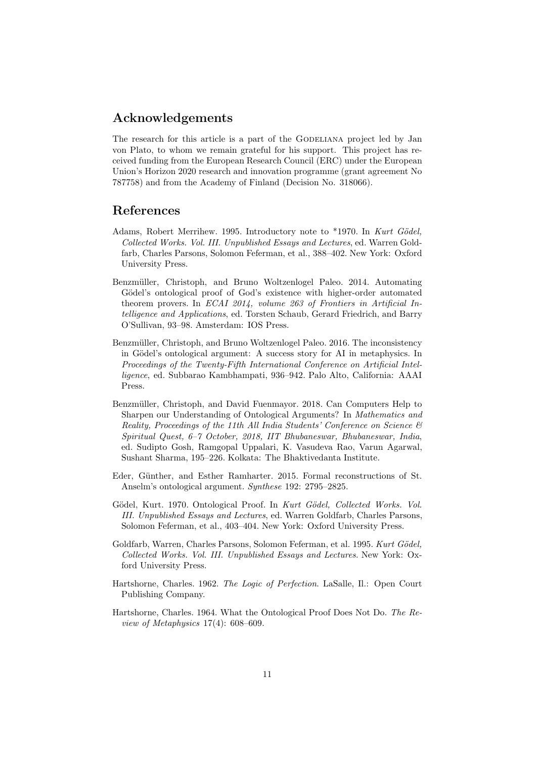## Acknowledgements

The research for this article is a part of the GODELIANA project led by Jan von Plato, to whom we remain grateful for his support. This project has received funding from the European Research Council (ERC) under the European Union's Horizon 2020 research and innovation programme (grant agreement No 787758) and from the Academy of Finland (Decision No. 318066).

## References

Adams, Robert Merrihew. 1995. Introductory note to *1970. In *Kurt Gödel, Collected Works. Vol. III. Unpublished Essays and Lectures*, ed. Warren Goldfarb, Charles Parsons, Solomon Feferman, et al., 388–402. New York: Oxford University Press.

Benzmüller, Christoph, and Bruno Woltzenlogel Paleo. 2014. Automating Gödel's ontological proof of God's existence with higher-order automated theorem provers. In *ECAI 2014, volume 263 of Frontiers in Artificial Intelligence and Applications*, ed. Torsten Schaub, Gerard Friedrich, and Barry O'Sullivan, 93–98. Amsterdam: IOS Press.

Benzmüller, Christoph, and Bruno Woltzenlogel Paleo. 2016. The inconsistency in Gödel's ontological argument: A success story for AI in metaphysics. In *Proceedings of the Twenty-Fifth International Conference on Artificial Intelligence*, ed. Subbarao Kambhampati, 936–942. Palo Alto, California: AAAI Press.

Benzmüller, Christoph, and David Fuenmayor. 2018. Can Computers Help to Sharpen our Understanding of Ontological Arguments? In *Mathematics and Reality, Proceedings of the 11th All India Students' Conference on Science & Spiritual Quest, 6–7 October, 2018, IIT Bhubaneswar, Bhubaneswar, India*, ed. Sudipto Gosh, Ramgopal Uppalari, K. Vasudeva Rao, Varun Agarwal, Sushant Sharma, 195–226. Kolkata: The Bhaktivedanta Institute.

Eder, Günther, and Esther Ramharter. 2015. Formal reconstructions of St. Anselm's ontological argument. *Synthese* 192: 2795–2825.

Gödel, Kurt. 1970. Ontological Proof. In *Kurt Gödel, Collected Works. Vol. III. Unpublished Essays and Lectures*, ed. Warren Goldfarb, Charles Parsons, Solomon Feferman, et al., 403–404. New York: Oxford University Press.

Goldfarb, Warren, Charles Parsons, Solomon Feferman, et al. 1995. *Kurt Gödel, Collected Works. Vol. III. Unpublished Essays and Lectures*. New York: Oxford University Press.

Hartshorne, Charles. 1962. *The Logic of Perfection*. LaSalle, Il.: Open Court Publishing Company.

Hartshorne, Charles. 1964. What the Ontological Proof Does Not Do. *The Review of Metaphysics* 17(4): 608–609.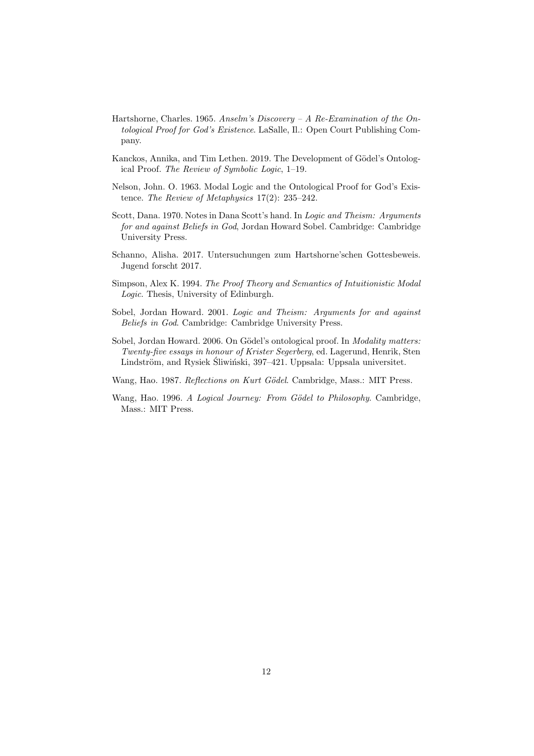Hartshorne, Charles. 1965. *Anselm's Discovery – A Re-Examination of the Ontological Proof for God's Existence*. LaSalle, Il.: Open Court Publishing Company.

Kanckos, Annika, and Tim Lethen. 2019. The Development of Gödel's Ontological Proof. *The Review of Symbolic Logic*, 1–19.

Nelson, John. O. 1963. Modal Logic and the Ontological Proof for God's Existence. *The Review of Metaphysics* 17(2): 235–242.

Scott, Dana. 1970. Notes in Dana Scott's hand. In *Logic and Theism: Arguments for and against Beliefs in God*, Jordan Howard Sobel. Cambridge: Cambridge University Press.

Schanno, Alisha. 2017. Untersuchungen zum Hartshorne'schen Gottesbeweis. Jugend forscht 2017.

Simpson, Alex K. 1994. *The Proof Theory and Semantics of Intuitionistic Modal Logic*. Thesis, University of Edinburgh.

Sobel, Jordan Howard. 2001. *Logic and Theism: Arguments for and against Beliefs in God*. Cambridge: Cambridge University Press.

Sobel, Jordan Howard. 2006. On Gödel's ontological proof. In *Modality matters: Twenty-five essays in honour of Krister Segerberg*, ed. Lagerund, Henrik, Sten Lindström, and Rysiek Śliwiński, 397–421. Uppsala: Uppsala universitet.

Wang, Hao. 1987. *Reflections on Kurt Gödel*. Cambridge, Mass.: MIT Press.

Wang, Hao. 1996. *A Logical Journey: From Gödel to Philosophy*. Cambridge, Mass.: MIT Press.